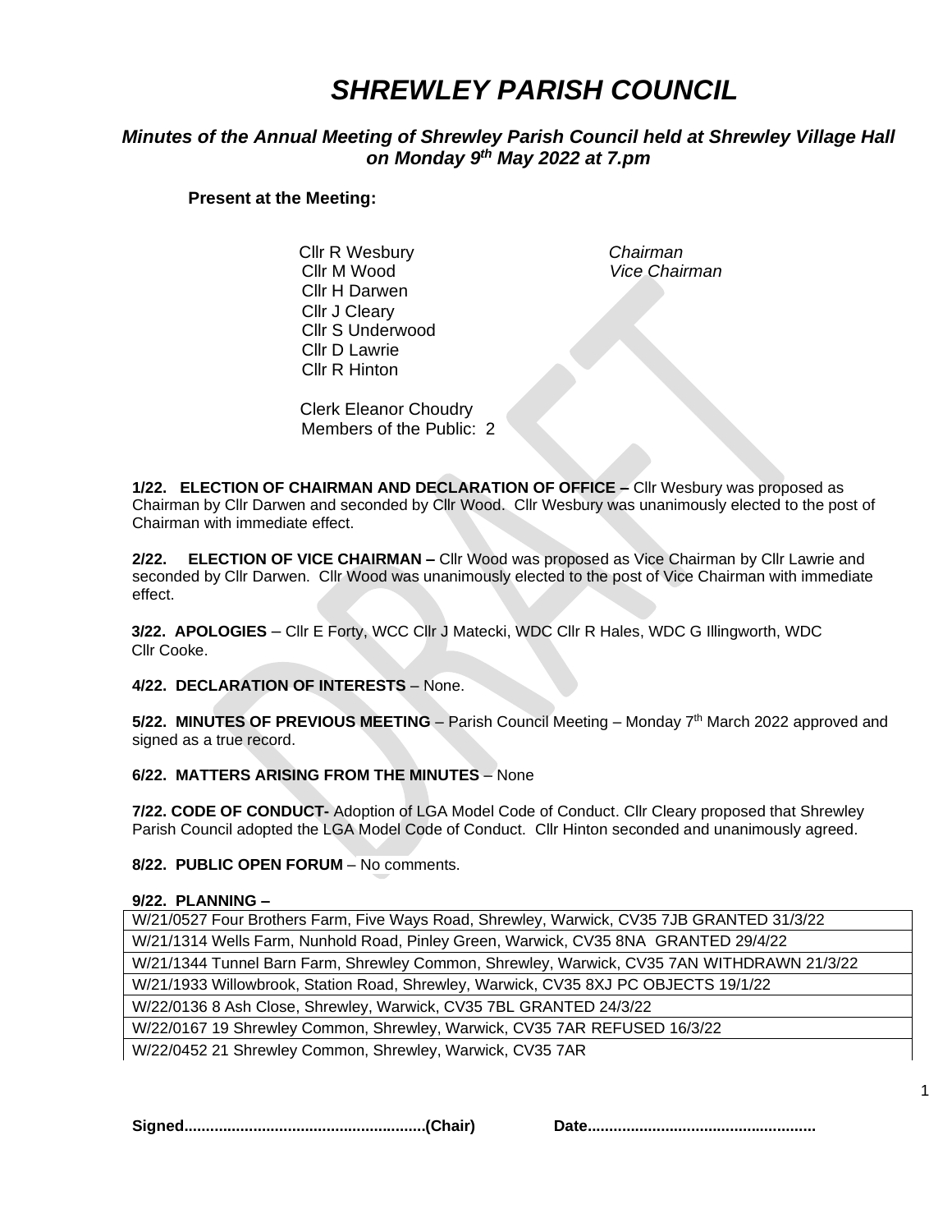# *SHREWLEY PARISH COUNCIL*

### *Minutes of the Annual Meeting of Shrewley Parish Council held at Shrewley Village Hall on Monday 9th May 2022 at 7.pm*

**Present at the Meeting:**

Cllr R Wesbury — *Chairman*
Cllr M Wood — *Vice Chairman*
Cllr H Darwen
Cllr J Cleary
Cllr S Underwood
Cllr D Lawrie
Cllr R Hinton

Clerk Eleanor Choudry
Members of the Public: 2

**1/22. ELECTION OF CHAIRMAN AND DECLARATION OF OFFICE –** Cllr Wesbury was proposed as Chairman by Cllr Darwen and seconded by Cllr Wood. Cllr Wesbury was unanimously elected to the post of Chairman with immediate effect.

**2/22. ELECTION OF VICE CHAIRMAN –** Cllr Wood was proposed as Vice Chairman by Cllr Lawrie and seconded by Cllr Darwen. Cllr Wood was unanimously elected to the post of Vice Chairman with immediate effect.

**3/22. APOLOGIES** – Cllr E Forty, WCC Cllr J Matecki, WDC Cllr R Hales, WDC G Illingworth, WDC Cllr Cooke.

**4/22. DECLARATION OF INTERESTS** – None.

**5/22. MINUTES OF PREVIOUS MEETING** – Parish Council Meeting – Monday 7th March 2022 approved and signed as a true record.

**6/22. MATTERS ARISING FROM THE MINUTES** – None

**7/22. CODE OF CONDUCT-** Adoption of LGA Model Code of Conduct. Cllr Cleary proposed that Shrewley Parish Council adopted the LGA Model Code of Conduct. Cllr Hinton seconded and unanimously agreed.

**8/22. PUBLIC OPEN FORUM** – No comments.

**9/22. PLANNING –**

| |
|---|
| W/21/0527 Four Brothers Farm, Five Ways Road, Shrewley, Warwick, CV35 7JB GRANTED 31/3/22 |
| W/21/1314 Wells Farm, Nunhold Road, Pinley Green, Warwick, CV35 8NA GRANTED 29/4/22 |
| W/21/1344 Tunnel Barn Farm, Shrewley Common, Shrewley, Warwick, CV35 7AN WITHDRAWN 21/3/22 |
| W/21/1933 Willowbrook, Station Road, Shrewley, Warwick, CV35 8XJ PC OBJECTS 19/1/22 |
| W/22/0136 8 Ash Close, Shrewley, Warwick, CV35 7BL GRANTED 24/3/22 |
| W/22/0167 19 Shrewley Common, Shrewley, Warwick, CV35 7AR REFUSED 16/3/22 |
| W/22/0452 21 Shrewley Common, Shrewley, Warwick, CV35 7AR |

**Signed.......................................................(Chair)** **Date....................................................**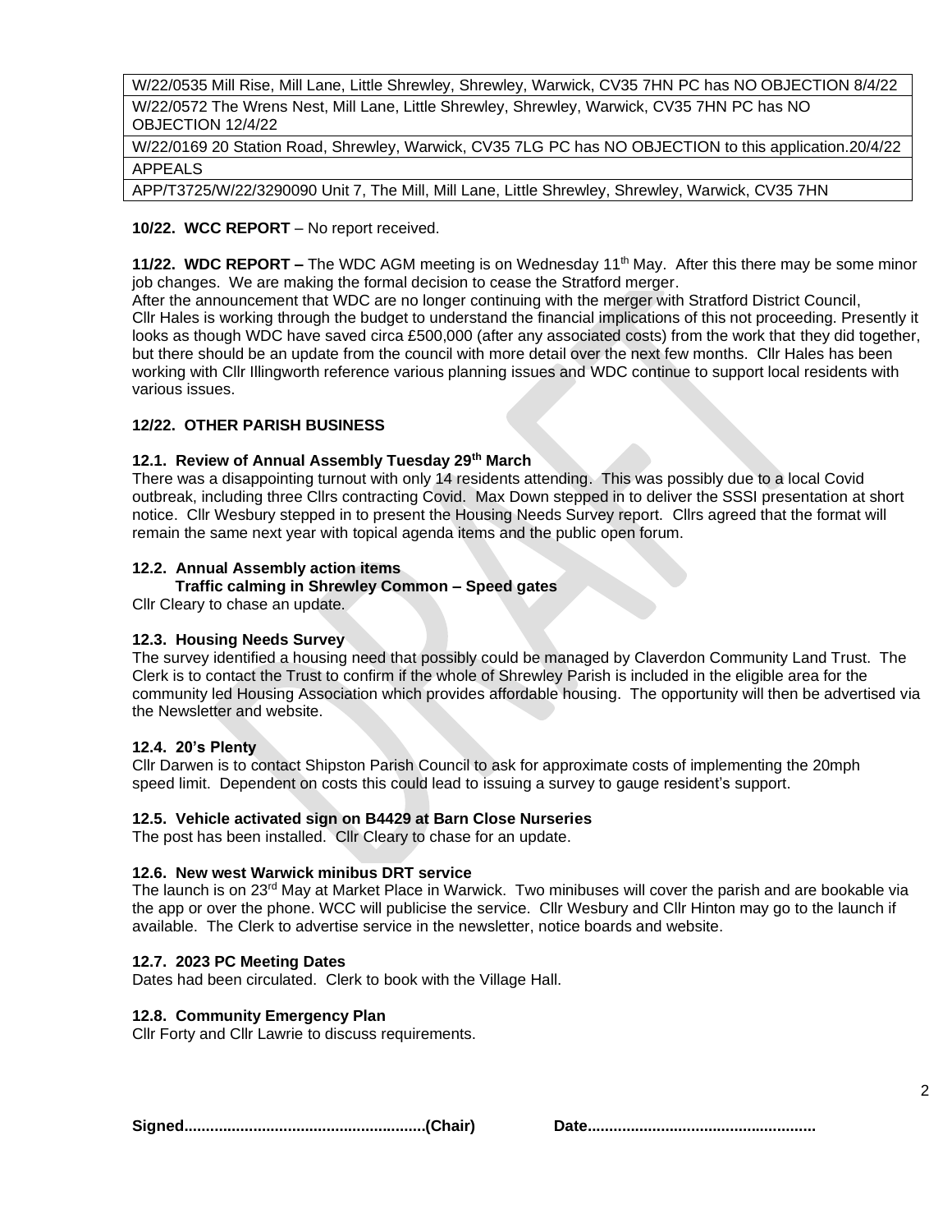| W/22/0535 Mill Rise, Mill Lane, Little Shrewley, Shrewley, Warwick, CV35 7HN PC has NO OBJECTION 8/4/22 |
|---|
| W/22/0572 The Wrens Nest, Mill Lane, Little Shrewley, Shrewley, Warwick, CV35 7HN PC has NO OBJECTION 12/4/22 |
| W/22/0169 20 Station Road, Shrewley, Warwick, CV35 7LG PC has NO OBJECTION to this application.20/4/22 |
| APPEALS |
| APP/T3725/W/22/3290090 Unit 7, The Mill, Mill Lane, Little Shrewley, Shrewley, Warwick, CV35 7HN |

**10/22. WCC REPORT** – No report received.

**11/22. WDC REPORT –** The WDC AGM meeting is on Wednesday 11th May. After this there may be some minor job changes. We are making the formal decision to cease the Stratford merger.
After the announcement that WDC are no longer continuing with the merger with Stratford District Council, Cllr Hales is working through the budget to understand the financial implications of this not proceeding. Presently it looks as though WDC have saved circa £500,000 (after any associated costs) from the work that they did together, but there should be an update from the council with more detail over the next few months. Cllr Hales has been working with Cllr Illingworth reference various planning issues and WDC continue to support local residents with various issues.

**12/22. OTHER PARISH BUSINESS**

**12.1. Review of Annual Assembly Tuesday 29th March**

There was a disappointing turnout with only 14 residents attending. This was possibly due to a local Covid outbreak, including three Cllrs contracting Covid. Max Down stepped in to deliver the SSSI presentation at short notice. Cllr Wesbury stepped in to present the Housing Needs Survey report. Cllrs agreed that the format will remain the same next year with topical agenda items and the public open forum.

**12.2. Annual Assembly action items**
**Traffic calming in Shrewley Common – Speed gates**

Cllr Cleary to chase an update.

**12.3. Housing Needs Survey**

The survey identified a housing need that possibly could be managed by Claverdon Community Land Trust. The Clerk is to contact the Trust to confirm if the whole of Shrewley Parish is included in the eligible area for the community led Housing Association which provides affordable housing. The opportunity will then be advertised via the Newsletter and website.

**12.4. 20's Plenty**

Cllr Darwen is to contact Shipston Parish Council to ask for approximate costs of implementing the 20mph speed limit. Dependent on costs this could lead to issuing a survey to gauge resident's support.

**12.5. Vehicle activated sign on B4429 at Barn Close Nurseries**

The post has been installed. Cllr Cleary to chase for an update.

**12.6. New west Warwick minibus DRT service**

The launch is on 23rd May at Market Place in Warwick. Two minibuses will cover the parish and are bookable via the app or over the phone. WCC will publicise the service. Cllr Wesbury and Cllr Hinton may go to the launch if available. The Clerk to advertise service in the newsletter, notice boards and website.

**12.7. 2023 PC Meeting Dates**

Dates had been circulated. Clerk to book with the Village Hall.

**12.8. Community Emergency Plan**

Cllr Forty and Cllr Lawrie to discuss requirements.

**Signed.......................................................(Chair)** **Date....................................................**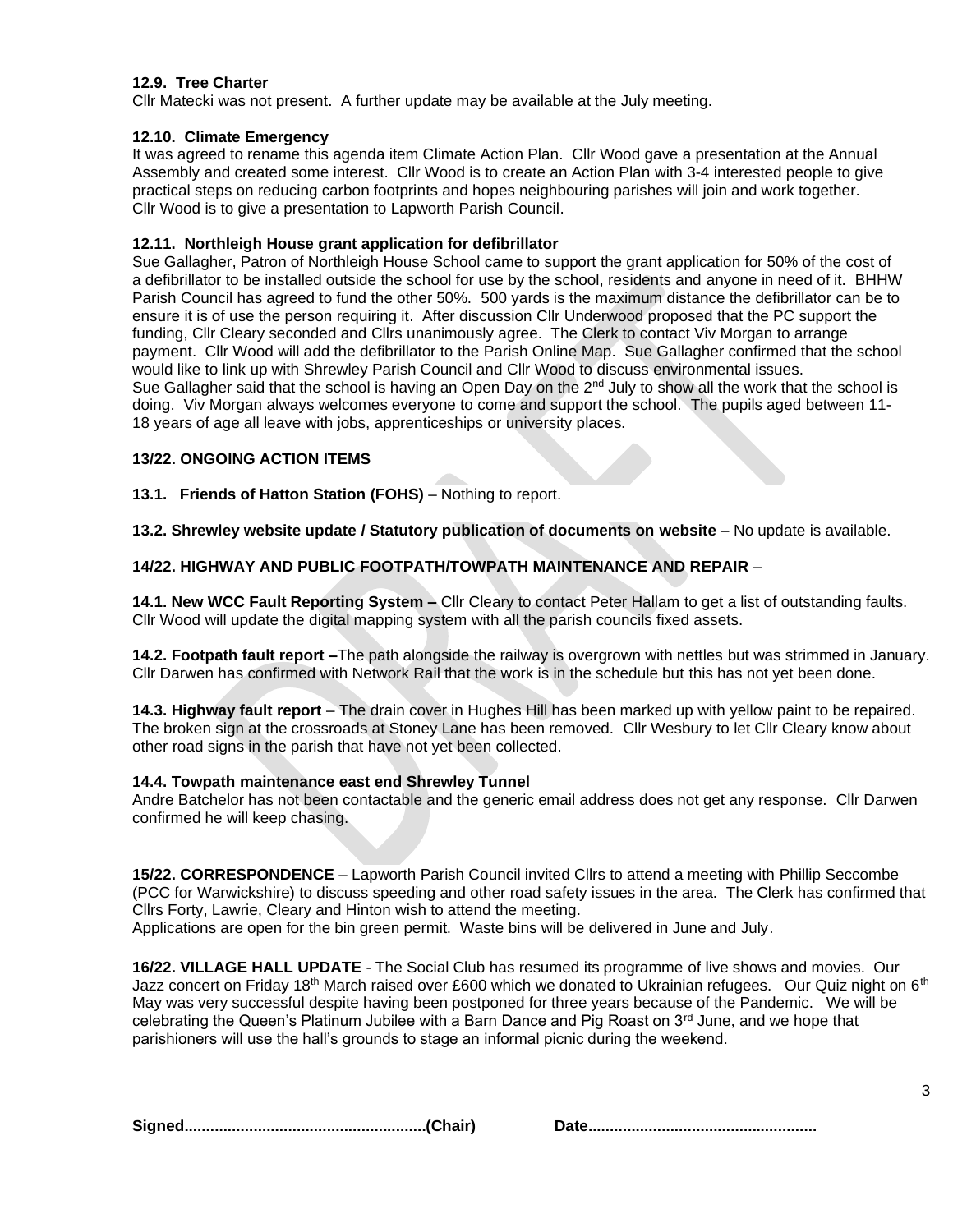**12.9. Tree Charter**

Cllr Matecki was not present. A further update may be available at the July meeting.

**12.10. Climate Emergency**

It was agreed to rename this agenda item Climate Action Plan. Cllr Wood gave a presentation at the Annual Assembly and created some interest. Cllr Wood is to create an Action Plan with 3-4 interested people to give practical steps on reducing carbon footprints and hopes neighbouring parishes will join and work together. Cllr Wood is to give a presentation to Lapworth Parish Council.

**12.11. Northleigh House grant application for defibrillator**

Sue Gallagher, Patron of Northleigh House School came to support the grant application for 50% of the cost of a defibrillator to be installed outside the school for use by the school, residents and anyone in need of it. BHHW Parish Council has agreed to fund the other 50%. 500 yards is the maximum distance the defibrillator can be to ensure it is of use the person requiring it. After discussion Cllr Underwood proposed that the PC support the funding, Cllr Cleary seconded and Cllrs unanimously agree. The Clerk to contact Viv Morgan to arrange payment. Cllr Wood will add the defibrillator to the Parish Online Map. Sue Gallagher confirmed that the school would like to link up with Shrewley Parish Council and Cllr Wood to discuss environmental issues.
Sue Gallagher said that the school is having an Open Day on the 2nd July to show all the work that the school is doing. Viv Morgan always welcomes everyone to come and support the school. The pupils aged between 11-18 years of age all leave with jobs, apprenticeships or university places.

**13/22. ONGOING ACTION ITEMS**

**13.1. Friends of Hatton Station (FOHS)** – Nothing to report.

**13.2. Shrewley website update / Statutory publication of documents on website** – No update is available.

**14/22. HIGHWAY AND PUBLIC FOOTPATH/TOWPATH MAINTENANCE AND REPAIR** –

**14.1. New WCC Fault Reporting System –** Cllr Cleary to contact Peter Hallam to get a list of outstanding faults. Cllr Wood will update the digital mapping system with all the parish councils fixed assets.

**14.2. Footpath fault report –**The path alongside the railway is overgrown with nettles but was strimmed in January. Cllr Darwen has confirmed with Network Rail that the work is in the schedule but this has not yet been done.

**14.3. Highway fault report** – The drain cover in Hughes Hill has been marked up with yellow paint to be repaired. The broken sign at the crossroads at Stoney Lane has been removed. Cllr Wesbury to let Cllr Cleary know about other road signs in the parish that have not yet been collected.

**14.4. Towpath maintenance east end Shrewley Tunnel**

Andre Batchelor has not been contactable and the generic email address does not get any response. Cllr Darwen confirmed he will keep chasing.

**15/22. CORRESPONDENCE** – Lapworth Parish Council invited Cllrs to attend a meeting with Phillip Seccombe (PCC for Warwickshire) to discuss speeding and other road safety issues in the area. The Clerk has confirmed that Cllrs Forty, Lawrie, Cleary and Hinton wish to attend the meeting.
Applications are open for the bin green permit. Waste bins will be delivered in June and July.

**16/22. VILLAGE HALL UPDATE** - The Social Club has resumed its programme of live shows and movies. Our Jazz concert on Friday 18th March raised over £600 which we donated to Ukrainian refugees. Our Quiz night on 6th May was very successful despite having been postponed for three years because of the Pandemic. We will be celebrating the Queen's Platinum Jubilee with a Barn Dance and Pig Roast on 3rd June, and we hope that parishioners will use the hall's grounds to stage an informal picnic during the weekend.

**Signed.......................................................(Chair)** **Date....................................................**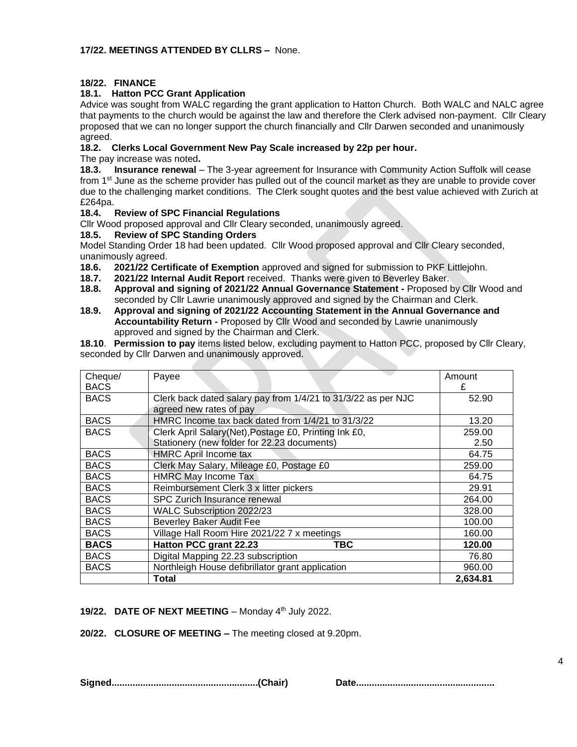**17/22. MEETINGS ATTENDED BY CLLRS –** None.

**18/22. FINANCE**

**18.1. Hatton PCC Grant Application**

Advice was sought from WALC regarding the grant application to Hatton Church. Both WALC and NALC agree that payments to the church would be against the law and therefore the Clerk advised non-payment. Cllr Cleary proposed that we can no longer support the church financially and Cllr Darwen seconded and unanimously agreed.

**18.2. Clerks Local Government New Pay Scale increased by 22p per hour.**

The pay increase was noted**.**

**18.3. Insurance renewal** – The 3-year agreement for Insurance with Community Action Suffolk will cease from 1st June as the scheme provider has pulled out of the council market as they are unable to provide cover due to the challenging market conditions. The Clerk sought quotes and the best value achieved with Zurich at £264pa.

**18.4. Review of SPC Financial Regulations**

Cllr Wood proposed approval and Cllr Cleary seconded, unanimously agreed.

**18.5. Review of SPC Standing Orders**

Model Standing Order 18 had been updated. Cllr Wood proposed approval and Cllr Cleary seconded, unanimously agreed.

**18.6. 2021/22 Certificate of Exemption** approved and signed for submission to PKF Littlejohn.

**18.7. 2021/22 Internal Audit Report** received. Thanks were given to Beverley Baker.

**18.8. Approval and signing of 2021/22 Annual Governance Statement -** Proposed by Cllr Wood and seconded by Cllr Lawrie unanimously approved and signed by the Chairman and Clerk.

**18.9. Approval and signing of 2021/22 Accounting Statement in the Annual Governance and Accountability Return -** Proposed by Cllr Wood and seconded by Lawrie unanimously approved and signed by the Chairman and Clerk.

**18.10**. **Permission to pay** items listed below, excluding payment to Hatton PCC, proposed by Cllr Cleary, seconded by Cllr Darwen and unanimously approved.

| Cheque/ BACS | Payee | Amount £ |
|---|---|---|
| BACS | Clerk back dated salary pay from 1/4/21 to 31/3/22 as per NJC agreed new rates of pay | 52.90 |
| BACS | HMRC Income tax back dated from 1/4/21 to 31/3/22 | 13.20 |
| BACS | Clerk April Salary(Net), Postage £0, Printing Ink £0, Stationery (new folder for 22.23 documents) | 259.00<br>2.50 |
| BACS | HMRC April Income tax | 64.75 |
| BACS | Clerk May Salary, Mileage £0, Postage £0 | 259.00 |
| BACS | HMRC May Income Tax | 64.75 |
| BACS | Reimbursement Clerk 3 x litter pickers | 29.91 |
| BACS | SPC Zurich Insurance renewal | 264.00 |
| BACS | WALC Subscription 2022/23 | 328.00 |
| BACS | Beverley Baker Audit Fee | 100.00 |
| BACS | Village Hall Room Hire 2021/22 7 x meetings | 160.00 |
| **BACS** | **Hatton PCC grant 22.23 TBC** | **120.00** |
| BACS | Digital Mapping 22.23 subscription | 76.80 |
| BACS | Northleigh House defibrillator grant application | 960.00 |
| | **Total** | **2,634.81** |

**19/22. DATE OF NEXT MEETING** – Monday 4th July 2022.

**20/22. CLOSURE OF MEETING –** The meeting closed at 9.20pm.

**Signed.......................................................(Chair) Date....................................................**